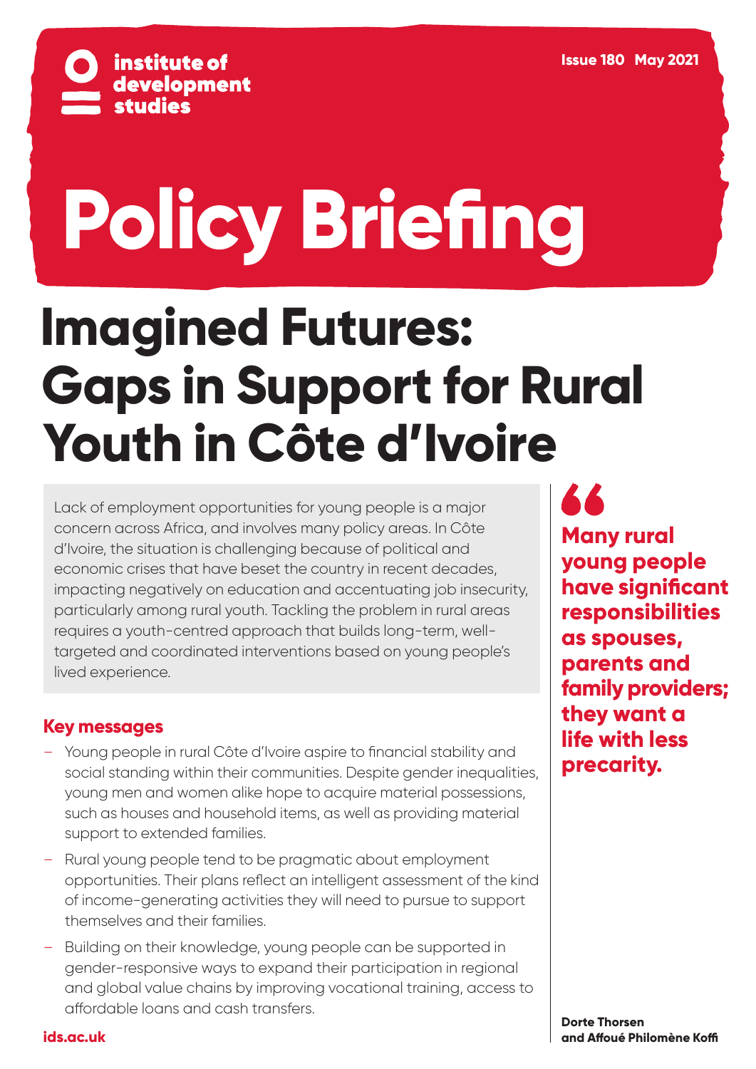institute of development studies

Issue 180 May 2021

# Policy Briefing

# Imagined Futures: Gaps in Support for Rural Youth in Côte d'Ivoire

Lack of employment opportunities for young people is a major concern across Africa, and involves many policy areas. In Côte d'Ivoire, the situation is challenging because of political and economic crises that have beset the country in recent decades, impacting negatively on education and accentuating job insecurity, particularly among rural youth. Tackling the problem in rural areas requires a youth-centred approach that builds long-term, well-targeted and coordinated interventions based on young people's lived experience.

## Key messages

- Young people in rural Côte d'Ivoire aspire to financial stability and social standing within their communities. Despite gender inequalities, young men and women alike hope to acquire material possessions, such as houses and household items, as well as providing material support to extended families.
- Rural young people tend to be pragmatic about employment opportunities. Their plans reflect an intelligent assessment of the kind of income-generating activities they will need to pursue to support themselves and their families.
- Building on their knowledge, young people can be supported in gender-responsive ways to expand their participation in regional and global value chains by improving vocational training, access to affordable loans and cash transfers.

> **Many rural young people have significant responsibilities as spouses, parents and family providers; they want a life with less precarity.**

**Dorte Thorsen and Affoué Philomène Koffi**

ids.ac.uk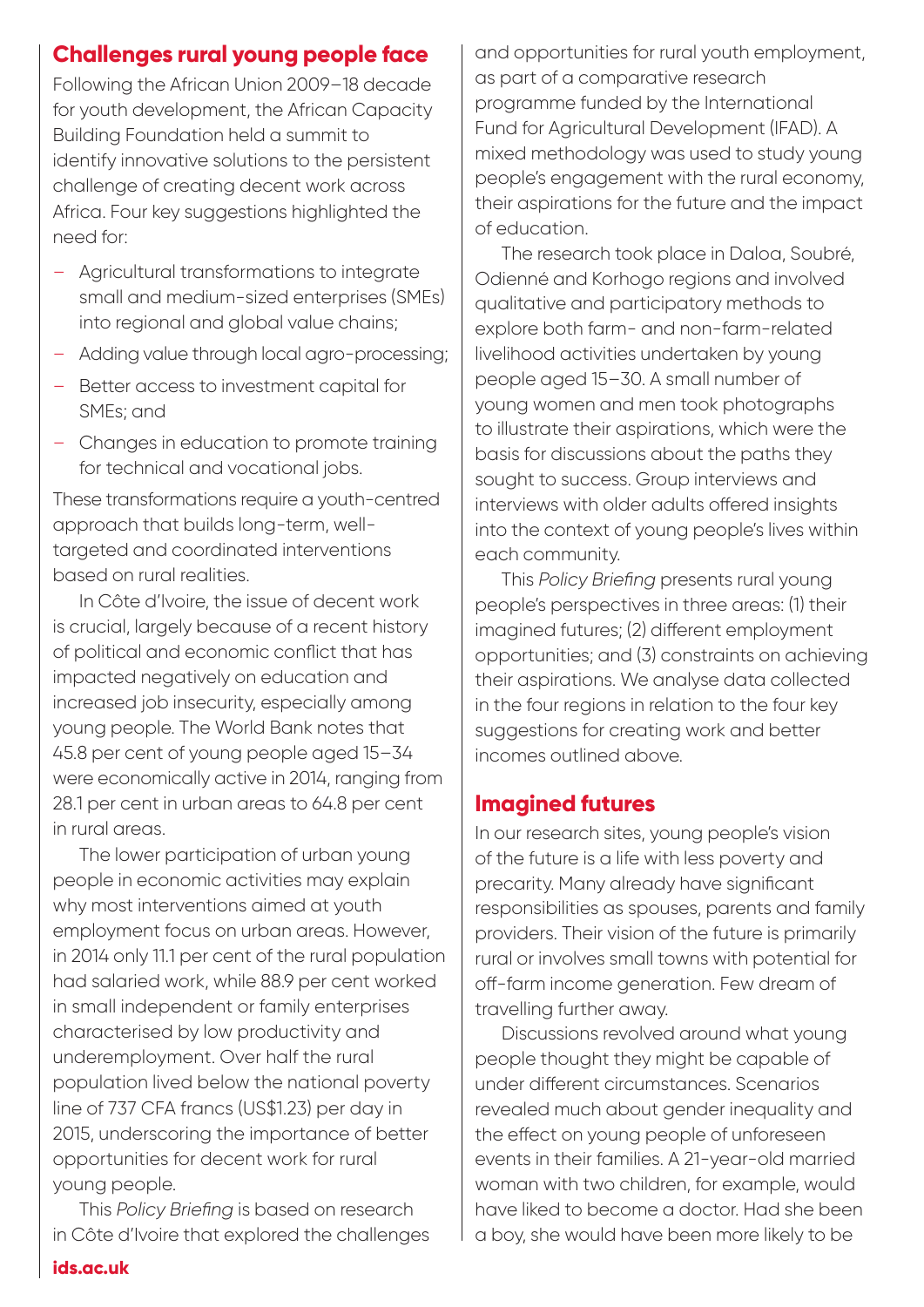## Challenges rural young people face

Following the African Union 2009–18 decade for youth development, the African Capacity Building Foundation held a summit to identify innovative solutions to the persistent challenge of creating decent work across Africa. Four key suggestions highlighted the need for:

- Agricultural transformations to integrate small and medium-sized enterprises (SMEs) into regional and global value chains;
- Adding value through local agro-processing;
- Better access to investment capital for SMEs; and
- Changes in education to promote training for technical and vocational jobs.

These transformations require a youth-centred approach that builds long-term, well-targeted and coordinated interventions based on rural realities.

In Côte d'Ivoire, the issue of decent work is crucial, largely because of a recent history of political and economic conflict that has impacted negatively on education and increased job insecurity, especially among young people. The World Bank notes that 45.8 per cent of young people aged 15–34 were economically active in 2014, ranging from 28.1 per cent in urban areas to 64.8 per cent in rural areas.

The lower participation of urban young people in economic activities may explain why most interventions aimed at youth employment focus on urban areas. However, in 2014 only 11.1 per cent of the rural population had salaried work, while 88.9 per cent worked in small independent or family enterprises characterised by low productivity and underemployment. Over half the rural population lived below the national poverty line of 737 CFA francs (US$1.23) per day in 2015, underscoring the importance of better opportunities for decent work for rural young people.

This *Policy Briefing* is based on research in Côte d'Ivoire that explored the challenges and opportunities for rural youth employment, as part of a comparative research programme funded by the International Fund for Agricultural Development (IFAD). A mixed methodology was used to study young people's engagement with the rural economy, their aspirations for the future and the impact of education.

The research took place in Daloa, Soubré, Odienné and Korhogo regions and involved qualitative and participatory methods to explore both farm- and non-farm-related livelihood activities undertaken by young people aged 15–30. A small number of young women and men took photographs to illustrate their aspirations, which were the basis for discussions about the paths they sought to success. Group interviews and interviews with older adults offered insights into the context of young people's lives within each community.

This *Policy Briefing* presents rural young people's perspectives in three areas: (1) their imagined futures; (2) different employment opportunities; and (3) constraints on achieving their aspirations. We analyse data collected in the four regions in relation to the four key suggestions for creating work and better incomes outlined above.

## Imagined futures

In our research sites, young people's vision of the future is a life with less poverty and precarity. Many already have significant responsibilities as spouses, parents and family providers. Their vision of the future is primarily rural or involves small towns with potential for off-farm income generation. Few dream of travelling further away.

Discussions revolved around what young people thought they might be capable of under different circumstances. Scenarios revealed much about gender inequality and the effect on young people of unforeseen events in their families. A 21-year-old married woman with two children, for example, would have liked to become a doctor. Had she been a boy, she would have been more likely to be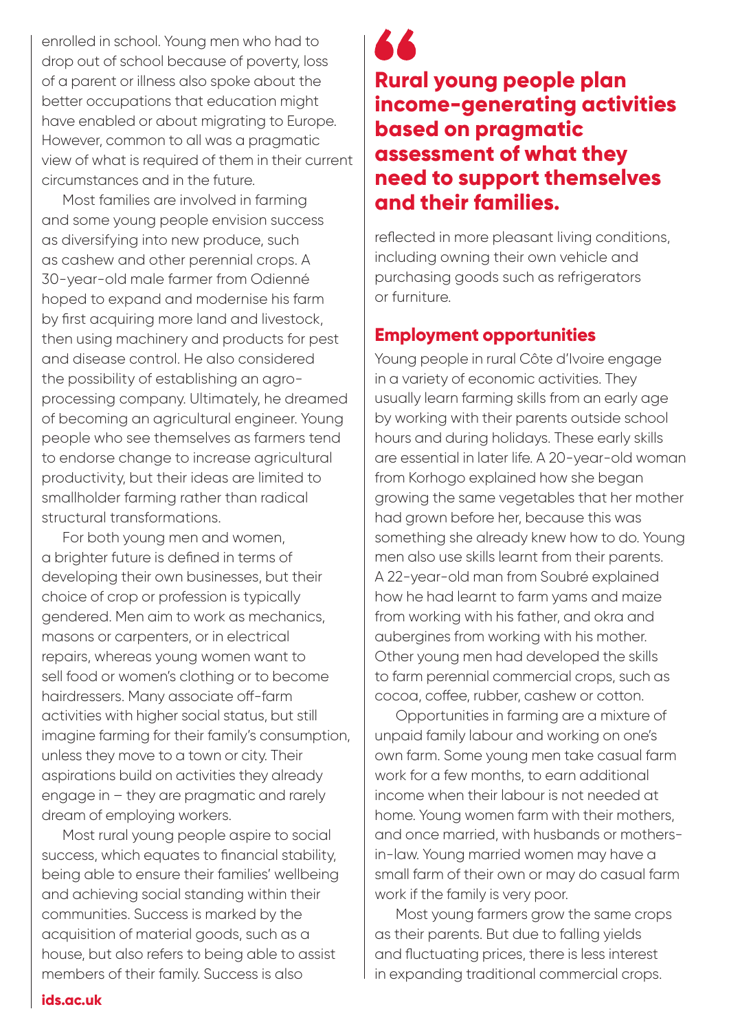enrolled in school. Young men who had to drop out of school because of poverty, loss of a parent or illness also spoke about the better occupations that education might have enabled or about migrating to Europe. However, common to all was a pragmatic view of what is required of them in their current circumstances and in the future.

Most families are involved in farming and some young people envision success as diversifying into new produce, such as cashew and other perennial crops. A 30-year-old male farmer from Odienné hoped to expand and modernise his farm by first acquiring more land and livestock, then using machinery and products for pest and disease control. He also considered the possibility of establishing an agro-processing company. Ultimately, he dreamed of becoming an agricultural engineer. Young people who see themselves as farmers tend to endorse change to increase agricultural productivity, but their ideas are limited to smallholder farming rather than radical structural transformations.

For both young men and women, a brighter future is defined in terms of developing their own businesses, but their choice of crop or profession is typically gendered. Men aim to work as mechanics, masons or carpenters, or in electrical repairs, whereas young women want to sell food or women's clothing or to become hairdressers. Many associate off-farm activities with higher social status, but still imagine farming for their family's consumption, unless they move to a town or city. Their aspirations build on activities they already engage in – they are pragmatic and rarely dream of employing workers.

Most rural young people aspire to social success, which equates to financial stability, being able to ensure their families' wellbeing and achieving social standing within their communities. Success is marked by the acquisition of material goods, such as a house, but also refers to being able to assist members of their family. Success is also reflected in more pleasant living conditions, including owning their own vehicle and purchasing goods such as refrigerators or furniture.

> **Rural young people plan income-generating activities based on pragmatic assessment of what they need to support themselves and their families.**

## Employment opportunities

Young people in rural Côte d'Ivoire engage in a variety of economic activities. They usually learn farming skills from an early age by working with their parents outside school hours and during holidays. These early skills are essential in later life. A 20-year-old woman from Korhogo explained how she began growing the same vegetables that her mother had grown before her, because this was something she already knew how to do. Young men also use skills learnt from their parents. A 22-year-old man from Soubré explained how he had learnt to farm yams and maize from working with his father, and okra and aubergines from working with his mother. Other young men had developed the skills to farm perennial commercial crops, such as cocoa, coffee, rubber, cashew or cotton.

Opportunities in farming are a mixture of unpaid family labour and working on one's own farm. Some young men take casual farm work for a few months, to earn additional income when their labour is not needed at home. Young women farm with their mothers, and once married, with husbands or mothers-in-law. Young married women may have a small farm of their own or may do casual farm work if the family is very poor.

Most young farmers grow the same crops as their parents. But due to falling yields and fluctuating prices, there is less interest in expanding traditional commercial crops.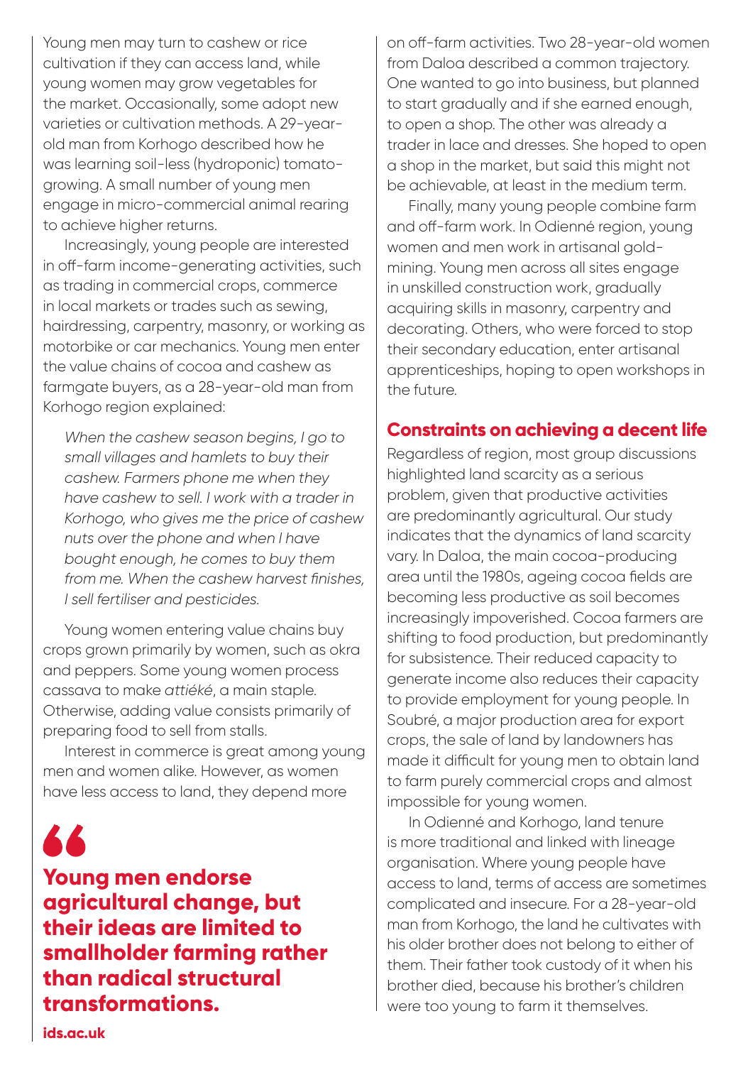Young men may turn to cashew or rice cultivation if they can access land, while young women may grow vegetables for the market. Occasionally, some adopt new varieties or cultivation methods. A 29-year-old man from Korhogo described how he was learning soil-less (hydroponic) tomato-growing. A small number of young men engage in micro-commercial animal rearing to achieve higher returns.

Increasingly, young people are interested in off-farm income-generating activities, such as trading in commercial crops, commerce in local markets or trades such as sewing, hairdressing, carpentry, masonry, or working as motorbike or car mechanics. Young men enter the value chains of cocoa and cashew as farmgate buyers, as a 28-year-old man from Korhogo region explained:

> *When the cashew season begins, I go to small villages and hamlets to buy their cashew. Farmers phone me when they have cashew to sell. I work with a trader in Korhogo, who gives me the price of cashew nuts over the phone and when I have bought enough, he comes to buy them from me. When the cashew harvest finishes, I sell fertiliser and pesticides.*

Young women entering value chains buy crops grown primarily by women, such as okra and peppers. Some young women process cassava to make *attiéké*, a main staple. Otherwise, adding value consists primarily of preparing food to sell from stalls.

Interest in commerce is great among young men and women alike. However, as women have less access to land, they depend more on off-farm activities. Two 28-year-old women from Daloa described a common trajectory. One wanted to go into business, but planned to start gradually and if she earned enough, to open a shop. The other was already a trader in lace and dresses. She hoped to open a shop in the market, but said this might not be achievable, at least in the medium term.

Finally, many young people combine farm and off-farm work. In Odienné region, young women and men work in artisanal gold-mining. Young men across all sites engage in unskilled construction work, gradually acquiring skills in masonry, carpentry and decorating. Others, who were forced to stop their secondary education, enter artisanal apprenticeships, hoping to open workshops in the future.

> **Young men endorse agricultural change, but their ideas are limited to smallholder farming rather than radical structural transformations.**

## Constraints on achieving a decent life

Regardless of region, most group discussions highlighted land scarcity as a serious problem, given that productive activities are predominantly agricultural. Our study indicates that the dynamics of land scarcity vary. In Daloa, the main cocoa-producing area until the 1980s, ageing cocoa fields are becoming less productive as soil becomes increasingly impoverished. Cocoa farmers are shifting to food production, but predominantly for subsistence. Their reduced capacity to generate income also reduces their capacity to provide employment for young people. In Soubré, a major production area for export crops, the sale of land by landowners has made it difficult for young men to obtain land to farm purely commercial crops and almost impossible for young women.

In Odienné and Korhogo, land tenure is more traditional and linked with lineage organisation. Where young people have access to land, terms of access are sometimes complicated and insecure. For a 28-year-old man from Korhogo, the land he cultivates with his older brother does not belong to either of them. Their father took custody of it when his brother died, because his brother's children were too young to farm it themselves.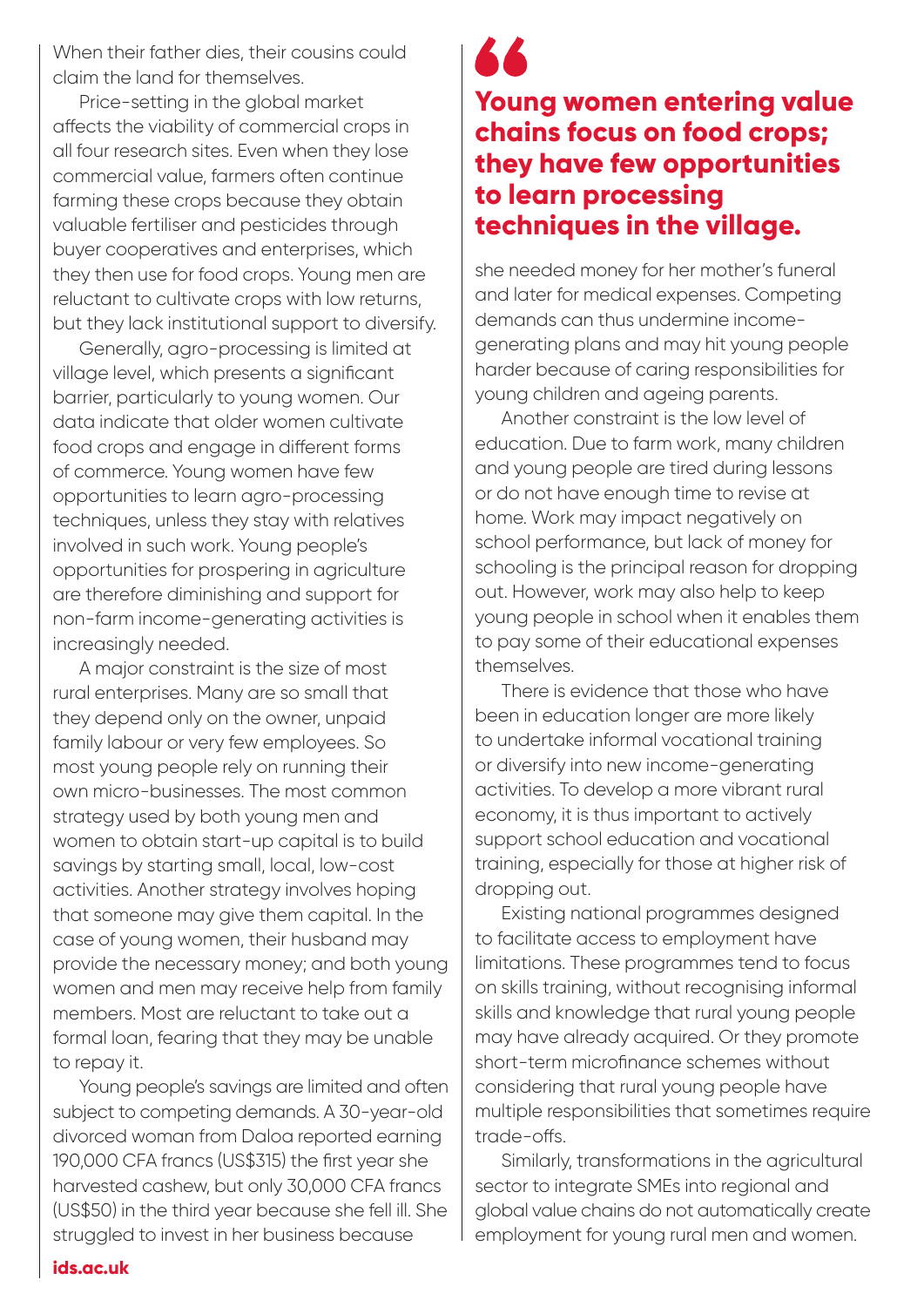When their father dies, their cousins could claim the land for themselves.

Price-setting in the global market affects the viability of commercial crops in all four research sites. Even when they lose commercial value, farmers often continue farming these crops because they obtain valuable fertiliser and pesticides through buyer cooperatives and enterprises, which they then use for food crops. Young men are reluctant to cultivate crops with low returns, but they lack institutional support to diversify.

Generally, agro-processing is limited at village level, which presents a significant barrier, particularly to young women. Our data indicate that older women cultivate food crops and engage in different forms of commerce. Young women have few opportunities to learn agro-processing techniques, unless they stay with relatives involved in such work. Young people's opportunities for prospering in agriculture are therefore diminishing and support for non-farm income-generating activities is increasingly needed.

A major constraint is the size of most rural enterprises. Many are so small that they depend only on the owner, unpaid family labour or very few employees. So most young people rely on running their own micro-businesses. The most common strategy used by both young men and women to obtain start-up capital is to build savings by starting small, local, low-cost activities. Another strategy involves hoping that someone may give them capital. In the case of young women, their husband may provide the necessary money; and both young women and men may receive help from family members. Most are reluctant to take out a formal loan, fearing that they may be unable to repay it.

Young people's savings are limited and often subject to competing demands. A 30-year-old divorced woman from Daloa reported earning 190,000 CFA francs (US$315) the first year she harvested cashew, but only 30,000 CFA francs (US$50) in the third year because she fell ill. She struggled to invest in her business because she needed money for her mother's funeral and later for medical expenses. Competing demands can thus undermine income-generating plans and may hit young people harder because of caring responsibilities for young children and ageing parents.

> **"Young women entering value chains focus on food crops; they have few opportunities to learn processing techniques in the village.**

Another constraint is the low level of education. Due to farm work, many children and young people are tired during lessons or do not have enough time to revise at home. Work may impact negatively on school performance, but lack of money for schooling is the principal reason for dropping out. However, work may also help to keep young people in school when it enables them to pay some of their educational expenses themselves.

There is evidence that those who have been in education longer are more likely to undertake informal vocational training or diversify into new income-generating activities. To develop a more vibrant rural economy, it is thus important to actively support school education and vocational training, especially for those at higher risk of dropping out.

Existing national programmes designed to facilitate access to employment have limitations. These programmes tend to focus on skills training, without recognising informal skills and knowledge that rural young people may have already acquired. Or they promote short-term microfinance schemes without considering that rural young people have multiple responsibilities that sometimes require trade-offs.

Similarly, transformations in the agricultural sector to integrate SMEs into regional and global value chains do not automatically create employment for young rural men and women.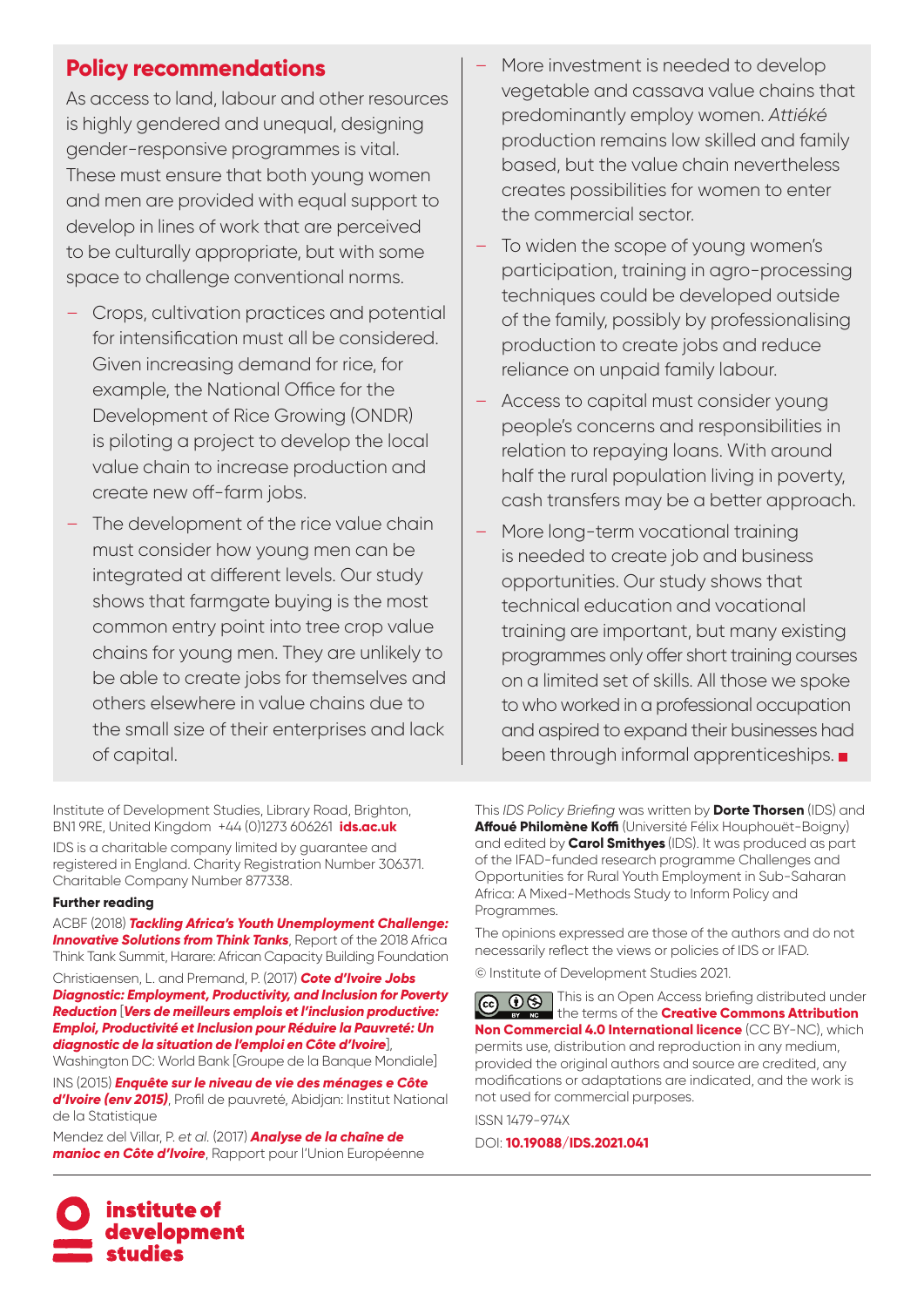## Policy recommendations

As access to land, labour and other resources is highly gendered and unequal, designing gender-responsive programmes is vital. These must ensure that both young women and men are provided with equal support to develop in lines of work that are perceived to be culturally appropriate, but with some space to challenge conventional norms.

- Crops, cultivation practices and potential for intensification must all be considered. Given increasing demand for rice, for example, the National Office for the Development of Rice Growing (ONDR) is piloting a project to develop the local value chain to increase production and create new off-farm jobs.
- The development of the rice value chain must consider how young men can be integrated at different levels. Our study shows that farmgate buying is the most common entry point into tree crop value chains for young men. They are unlikely to be able to create jobs for themselves and others elsewhere in value chains due to the small size of their enterprises and lack of capital.
- More investment is needed to develop vegetable and cassava value chains that predominantly employ women. *Attiéké* production remains low skilled and family based, but the value chain nevertheless creates possibilities for women to enter the commercial sector.
- To widen the scope of young women's participation, training in agro-processing techniques could be developed outside of the family, possibly by professionalising production to create jobs and reduce reliance on unpaid family labour.
- Access to capital must consider young people's concerns and responsibilities in relation to repaying loans. With around half the rural population living in poverty, cash transfers may be a better approach.
- More long-term vocational training is needed to create job and business opportunities. Our study shows that technical education and vocational training are important, but many existing programmes only offer short training courses on a limited set of skills. All those we spoke to who worked in a professional occupation and aspired to expand their businesses had been through informal apprenticeships. ■

Institute of Development Studies, Library Road, Brighton, BN1 9RE, United Kingdom +44 (0)1273 606261 **ids.ac.uk**

IDS is a charitable company limited by guarantee and registered in England. Charity Registration Number 306371. Charitable Company Number 877338.

**Further reading**

ACBF (2018) ***Tackling Africa's Youth Unemployment Challenge: Innovative Solutions from Think Tanks***, Report of the 2018 Africa Think Tank Summit, Harare: African Capacity Building Foundation

Christiaensen, L. and Premand, P. (2017) ***Cote d'Ivoire Jobs Diagnostic: Employment, Productivity, and Inclusion for Poverty Reduction*** [***Vers de meilleurs emplois et l'inclusion productive: Emploi, Productivité et Inclusion pour Réduire la Pauvreté: Un diagnostic de la situation de l'emploi en Côte d'Ivoire***], Washington DC: World Bank [Groupe de la Banque Mondiale]

INS (2015) ***Enquête sur le niveau de vie des ménages e Côte d'Ivoire (env 2015)***, Profil de pauvreté, Abidjan: Institut National de la Statistique

Mendez del Villar, P. *et al.* (2017) ***Analyse de la chaîne de manioc en Côte d'Ivoire***, Rapport pour l'Union Européenne

This *IDS Policy Briefing* was written by **Dorte Thorsen** (IDS) and **Affoué Philomène Koffi** (Université Félix Houphouët-Boigny) and edited by **Carol Smithyes** (IDS). It was produced as part of the IFAD-funded research programme Challenges and Opportunities for Rural Youth Employment in Sub-Saharan Africa: A Mixed-Methods Study to Inform Policy and Programmes.

The opinions expressed are those of the authors and do not necessarily reflect the views or policies of IDS or IFAD.

© Institute of Development Studies 2021.

This is an Open Access briefing distributed under the terms of the **Creative Commons Attribution Non Commercial 4.0 International licence** (CC BY-NC), which permits use, distribution and reproduction in any medium, provided the original authors and source are credited, any modifications or adaptations are indicated, and the work is not used for commercial purposes.

ISSN 1479-974X

DOI: **10.19088/IDS.2021.041**

institute of development studies